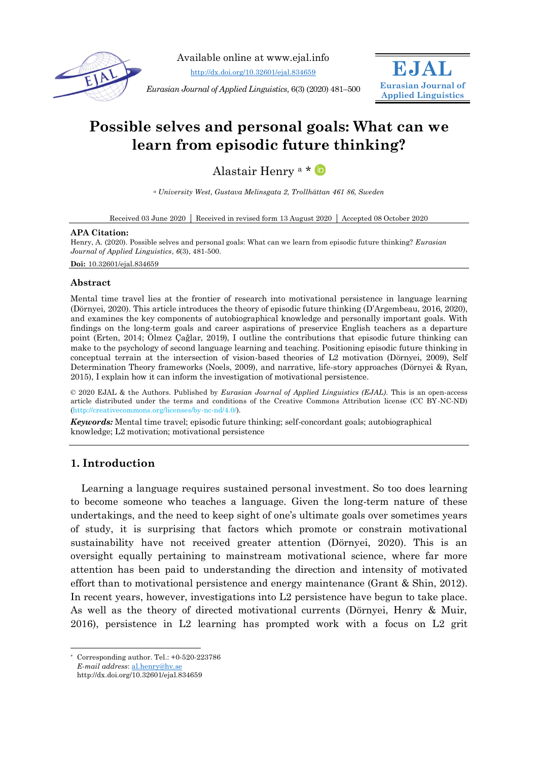Available online at www.ejal.info

http://dx.doi.org/10.32601/ejal.834659

*Eurasian Journal of Applied Linguistics*, 6(3) (2020) 481–500

**EJAL**
**Eurasian Journal of Applied Linguistics**

# Possible selves and personal goals: What can we learn from episodic future thinking?

Alastair Henry [a] *

[a] *University West, Gustava Melinsgata 2, Trollhättan 461 86, Sweden*

Received 03 June 2020 | Received in revised form 13 August 2020 | Accepted 08 October 2020

**APA Citation:**
Henry, A. (2020). Possible selves and personal goals: What can we learn from episodic future thinking? *Eurasian Journal of Applied Linguistics*, *6*(3), 481-500.

**Doi:** 10.32601/ejal.834659

## Abstract

Mental time travel lies at the frontier of research into motivational persistence in language learning (Dörnyei, 2020). This article introduces the theory of episodic future thinking (D'Argembeau, 2016, 2020), and examines the key components of autobiographical knowledge and personally important goals. With findings on the long-term goals and career aspirations of preservice English teachers as a departure point (Erten, 2014; Ölmez Çağlar, 2019), I outline the contributions that episodic future thinking can make to the psychology of second language learning and teaching. Positioning episodic future thinking in conceptual terrain at the intersection of vision-based theories of L2 motivation (Dörnyei, 2009), Self Determination Theory frameworks (Noels, 2009), and narrative, life-story approaches (Dörnyei & Ryan, 2015), I explain how it can inform the investigation of motivational persistence.

© 2020 EJAL & the Authors. Published by *Eurasian Journal of Applied Linguistics (EJAL)*. This is an open-access article distributed under the terms and conditions of the Creative Commons Attribution license (CC BY-NC-ND) (http://creativecommons.org/licenses/by-nc-nd/4.0/).

***Keywords:*** Mental time travel; episodic future thinking; self-concordant goals; autobiographical knowledge; L2 motivation; motivational persistence

## 1. Introduction

Learning a language requires sustained personal investment. So too does learning to become someone who teaches a language. Given the long-term nature of these undertakings, and the need to keep sight of one's ultimate goals over sometimes years of study, it is surprising that factors which promote or constrain motivational sustainability have not received greater attention (Dörnyei, 2020). This is an oversight equally pertaining to mainstream motivational science, where far more attention has been paid to understanding the direction and intensity of motivated effort than to motivational persistence and energy maintenance (Grant & Shin, 2012). In recent years, however, investigations into L2 persistence have begun to take place. As well as the theory of directed motivational currents (Dörnyei, Henry & Muir, 2016), persistence in L2 learning has prompted work with a focus on L2 grit

---

* Corresponding author. Tel.: +0-520-223786
*E-mail address*: al.henry@hv.se
http://dx.doi.org/10.32601/ejal.834659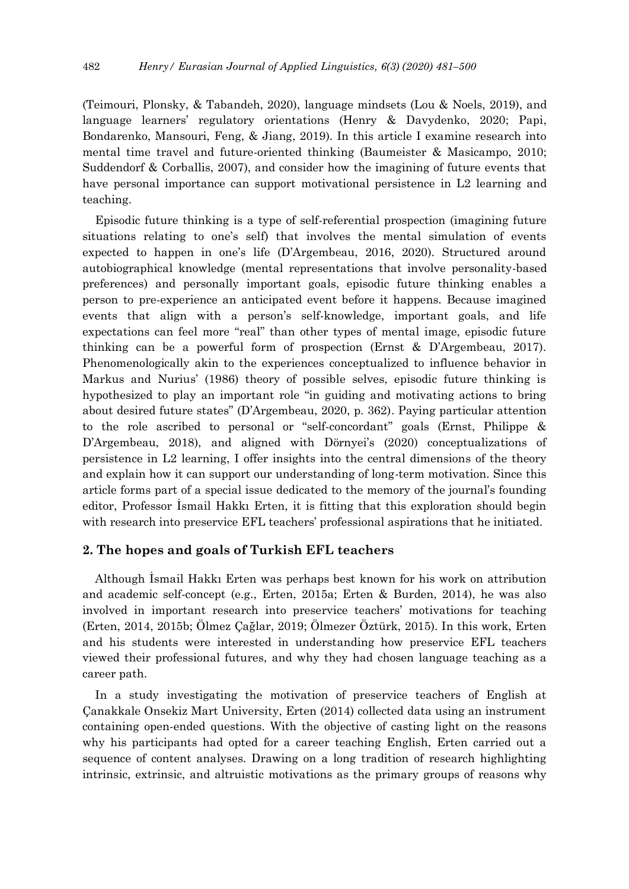(Teimouri, Plonsky, & Tabandeh, 2020), language mindsets (Lou & Noels, 2019), and language learners' regulatory orientations (Henry & Davydenko, 2020; Papi, Bondarenko, Mansouri, Feng, & Jiang, 2019). In this article I examine research into mental time travel and future-oriented thinking (Baumeister & Masicampo, 2010; Suddendorf & Corballis, 2007), and consider how the imagining of future events that have personal importance can support motivational persistence in L2 learning and teaching.

Episodic future thinking is a type of self-referential prospection (imagining future situations relating to one's self) that involves the mental simulation of events expected to happen in one's life (D'Argembeau, 2016, 2020). Structured around autobiographical knowledge (mental representations that involve personality-based preferences) and personally important goals, episodic future thinking enables a person to pre-experience an anticipated event before it happens. Because imagined events that align with a person's self-knowledge, important goals, and life expectations can feel more "real" than other types of mental image, episodic future thinking can be a powerful form of prospection (Ernst & D'Argembeau, 2017). Phenomenologically akin to the experiences conceptualized to influence behavior in Markus and Nurius' (1986) theory of possible selves, episodic future thinking is hypothesized to play an important role "in guiding and motivating actions to bring about desired future states" (D'Argembeau, 2020, p. 362). Paying particular attention to the role ascribed to personal or "self-concordant" goals (Ernst, Philippe & D'Argembeau, 2018), and aligned with Dörnyei's (2020) conceptualizations of persistence in L2 learning, I offer insights into the central dimensions of the theory and explain how it can support our understanding of long-term motivation. Since this article forms part of a special issue dedicated to the memory of the journal's founding editor, Professor İsmail Hakkı Erten, it is fitting that this exploration should begin with research into preservice EFL teachers' professional aspirations that he initiated.

## 2. The hopes and goals of Turkish EFL teachers

Although İsmail Hakkı Erten was perhaps best known for his work on attribution and academic self-concept (e.g., Erten, 2015a; Erten & Burden, 2014), he was also involved in important research into preservice teachers' motivations for teaching (Erten, 2014, 2015b; Ölmez Çağlar, 2019; Ölmezer Öztürk, 2015). In this work, Erten and his students were interested in understanding how preservice EFL teachers viewed their professional futures, and why they had chosen language teaching as a career path.

In a study investigating the motivation of preservice teachers of English at Çanakkale Onsekiz Mart University, Erten (2014) collected data using an instrument containing open-ended questions. With the objective of casting light on the reasons why his participants had opted for a career teaching English, Erten carried out a sequence of content analyses. Drawing on a long tradition of research highlighting intrinsic, extrinsic, and altruistic motivations as the primary groups of reasons why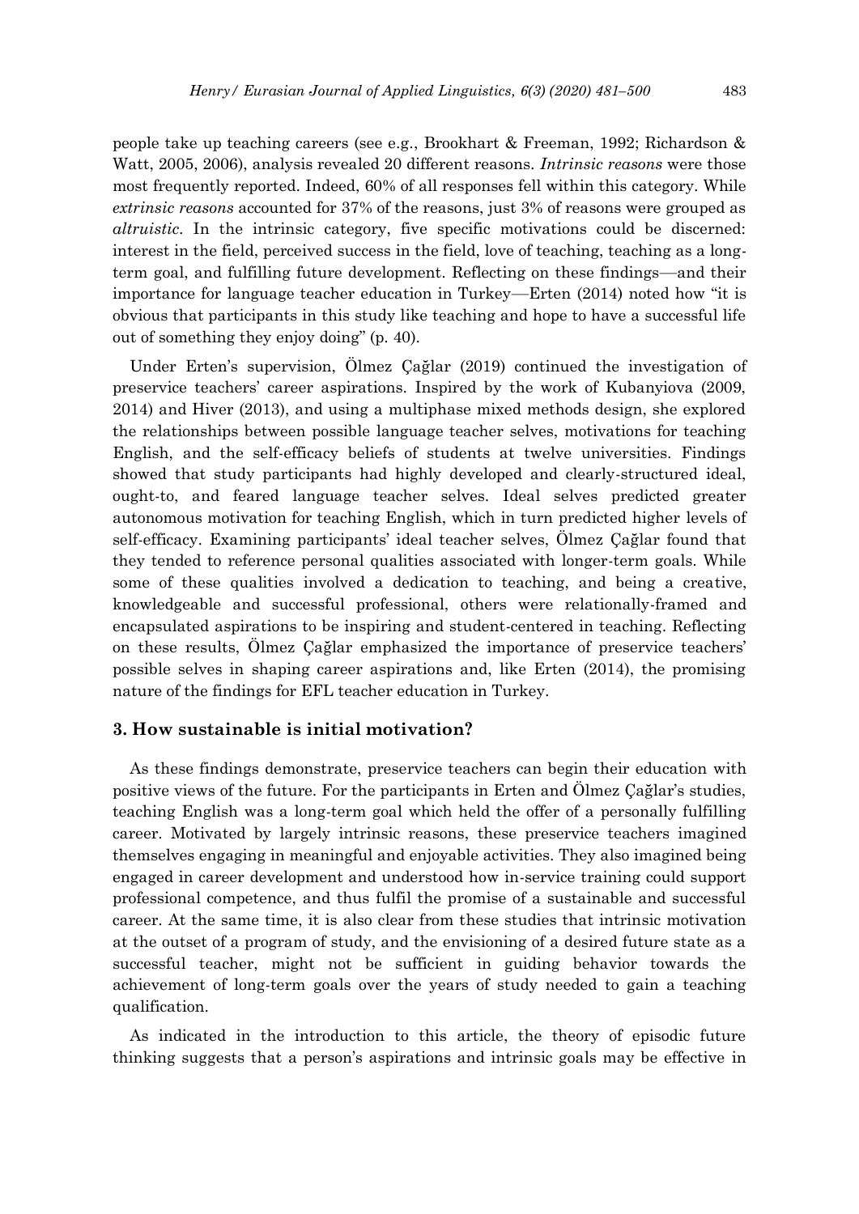people take up teaching careers (see e.g., Brookhart & Freeman, 1992; Richardson & Watt, 2005, 2006), analysis revealed 20 different reasons. *Intrinsic reasons* were those most frequently reported. Indeed, 60% of all responses fell within this category. While *extrinsic reasons* accounted for 37% of the reasons, just 3% of reasons were grouped as *altruistic*. In the intrinsic category, five specific motivations could be discerned: interest in the field, perceived success in the field, love of teaching, teaching as a long-term goal, and fulfilling future development. Reflecting on these findings—and their importance for language teacher education in Turkey—Erten (2014) noted how "it is obvious that participants in this study like teaching and hope to have a successful life out of something they enjoy doing" (p. 40).

Under Erten's supervision, Ölmez Çağlar (2019) continued the investigation of preservice teachers' career aspirations. Inspired by the work of Kubanyiova (2009, 2014) and Hiver (2013), and using a multiphase mixed methods design, she explored the relationships between possible language teacher selves, motivations for teaching English, and the self-efficacy beliefs of students at twelve universities. Findings showed that study participants had highly developed and clearly-structured ideal, ought-to, and feared language teacher selves. Ideal selves predicted greater autonomous motivation for teaching English, which in turn predicted higher levels of self-efficacy. Examining participants' ideal teacher selves, Ölmez Çağlar found that they tended to reference personal qualities associated with longer-term goals. While some of these qualities involved a dedication to teaching, and being a creative, knowledgeable and successful professional, others were relationally-framed and encapsulated aspirations to be inspiring and student-centered in teaching. Reflecting on these results, Ölmez Çağlar emphasized the importance of preservice teachers' possible selves in shaping career aspirations and, like Erten (2014), the promising nature of the findings for EFL teacher education in Turkey.

## 3. How sustainable is initial motivation?

As these findings demonstrate, preservice teachers can begin their education with positive views of the future. For the participants in Erten and Ölmez Çağlar's studies, teaching English was a long-term goal which held the offer of a personally fulfilling career. Motivated by largely intrinsic reasons, these preservice teachers imagined themselves engaging in meaningful and enjoyable activities. They also imagined being engaged in career development and understood how in-service training could support professional competence, and thus fulfil the promise of a sustainable and successful career. At the same time, it is also clear from these studies that intrinsic motivation at the outset of a program of study, and the envisioning of a desired future state as a successful teacher, might not be sufficient in guiding behavior towards the achievement of long-term goals over the years of study needed to gain a teaching qualification.

As indicated in the introduction to this article, the theory of episodic future thinking suggests that a person's aspirations and intrinsic goals may be effective in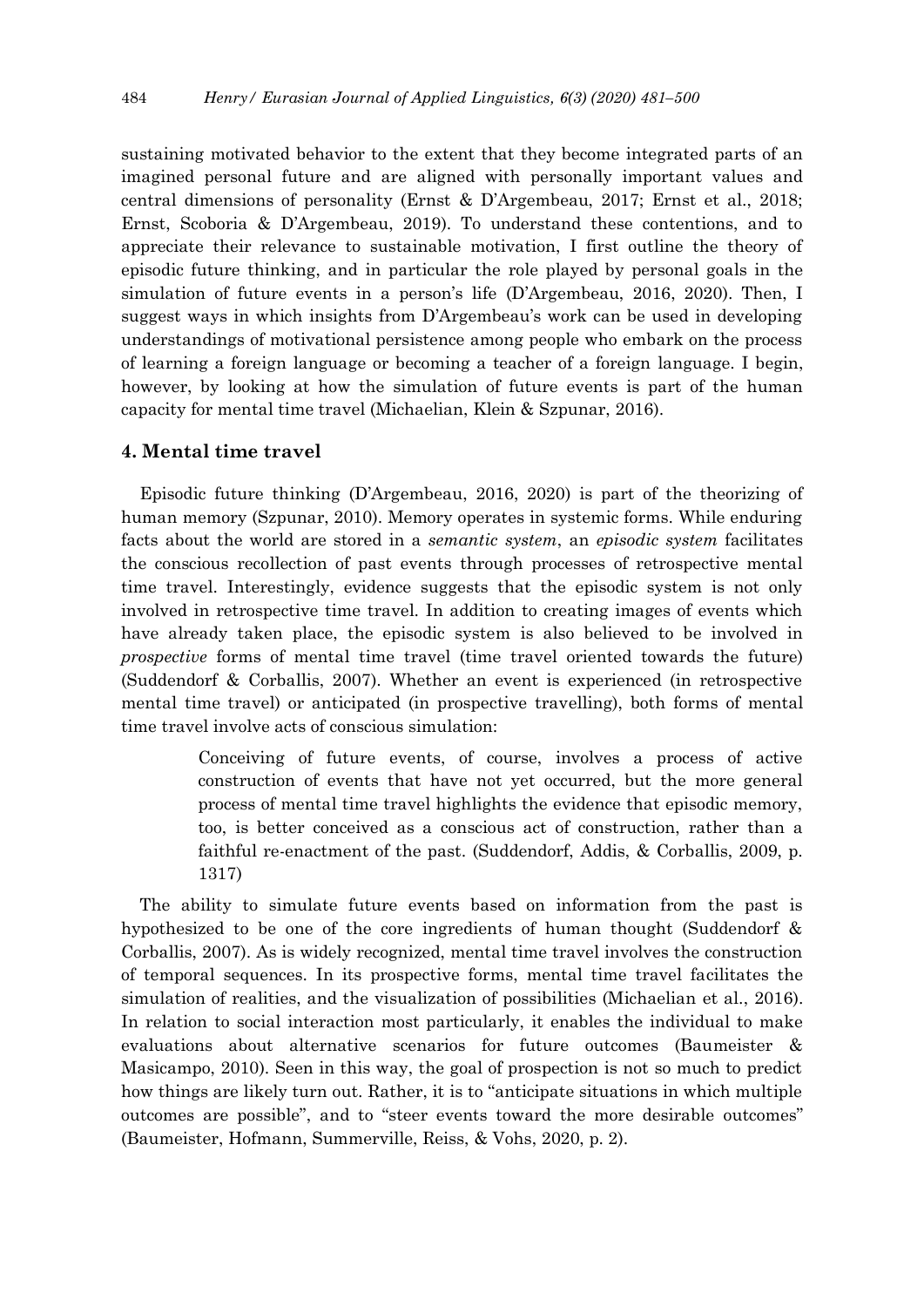sustaining motivated behavior to the extent that they become integrated parts of an imagined personal future and are aligned with personally important values and central dimensions of personality (Ernst & D'Argembeau, 2017; Ernst et al., 2018; Ernst, Scoboria & D'Argembeau, 2019). To understand these contentions, and to appreciate their relevance to sustainable motivation, I first outline the theory of episodic future thinking, and in particular the role played by personal goals in the simulation of future events in a person's life (D'Argembeau, 2016, 2020). Then, I suggest ways in which insights from D'Argembeau's work can be used in developing understandings of motivational persistence among people who embark on the process of learning a foreign language or becoming a teacher of a foreign language. I begin, however, by looking at how the simulation of future events is part of the human capacity for mental time travel (Michaelian, Klein & Szpunar, 2016).

## 4. Mental time travel

Episodic future thinking (D'Argembeau, 2016, 2020) is part of the theorizing of human memory (Szpunar, 2010). Memory operates in systemic forms. While enduring facts about the world are stored in a *semantic system*, an *episodic system* facilitates the conscious recollection of past events through processes of retrospective mental time travel. Interestingly, evidence suggests that the episodic system is not only involved in retrospective time travel. In addition to creating images of events which have already taken place, the episodic system is also believed to be involved in *prospective* forms of mental time travel (time travel oriented towards the future) (Suddendorf & Corballis, 2007). Whether an event is experienced (in retrospective mental time travel) or anticipated (in prospective travelling), both forms of mental time travel involve acts of conscious simulation:

> Conceiving of future events, of course, involves a process of active construction of events that have not yet occurred, but the more general process of mental time travel highlights the evidence that episodic memory, too, is better conceived as a conscious act of construction, rather than a faithful re-enactment of the past. (Suddendorf, Addis, & Corballis, 2009, p. 1317)

The ability to simulate future events based on information from the past is hypothesized to be one of the core ingredients of human thought (Suddendorf & Corballis, 2007). As is widely recognized, mental time travel involves the construction of temporal sequences. In its prospective forms, mental time travel facilitates the simulation of realities, and the visualization of possibilities (Michaelian et al., 2016). In relation to social interaction most particularly, it enables the individual to make evaluations about alternative scenarios for future outcomes (Baumeister & Masicampo, 2010). Seen in this way, the goal of prospection is not so much to predict how things are likely turn out. Rather, it is to "anticipate situations in which multiple outcomes are possible", and to "steer events toward the more desirable outcomes" (Baumeister, Hofmann, Summerville, Reiss, & Vohs, 2020, p. 2).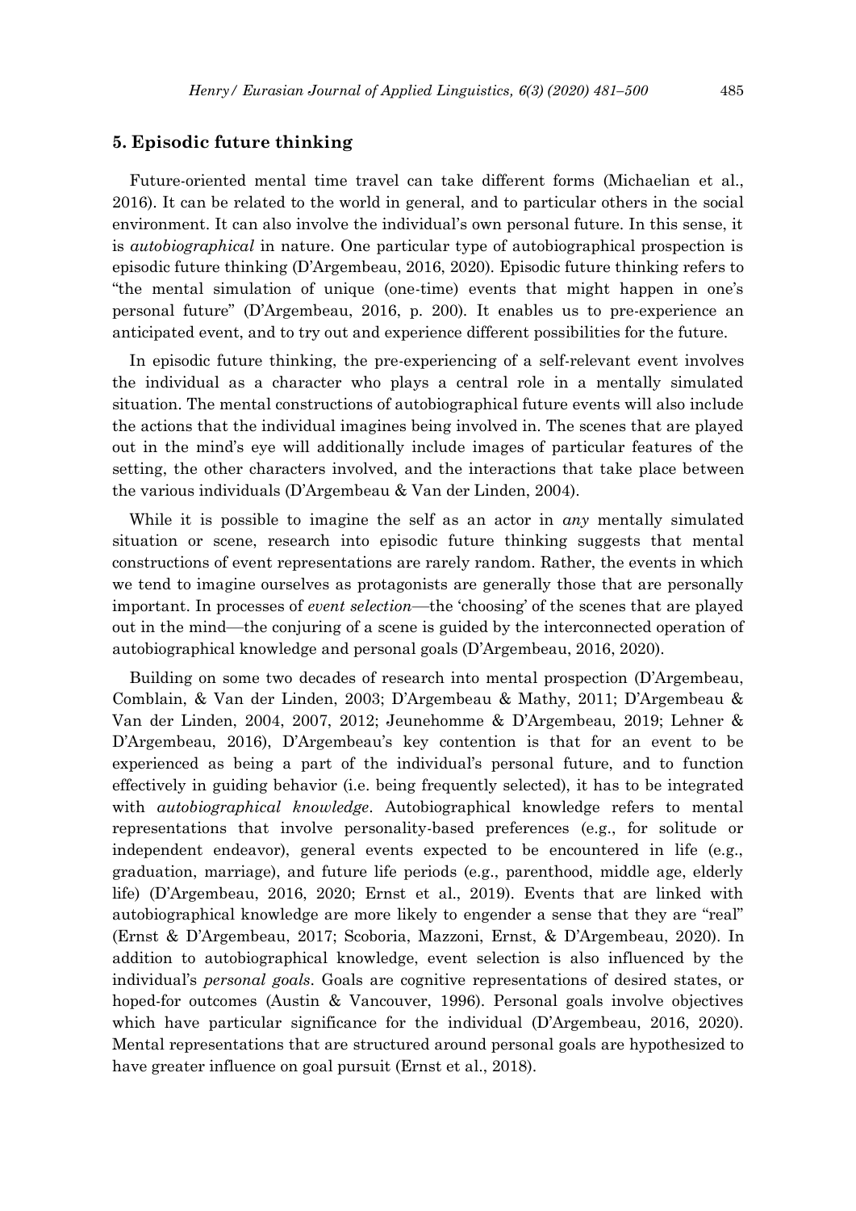## 5. Episodic future thinking

Future-oriented mental time travel can take different forms (Michaelian et al., 2016). It can be related to the world in general, and to particular others in the social environment. It can also involve the individual's own personal future. In this sense, it is *autobiographical* in nature. One particular type of autobiographical prospection is episodic future thinking (D'Argembeau, 2016, 2020). Episodic future thinking refers to "the mental simulation of unique (one-time) events that might happen in one's personal future" (D'Argembeau, 2016, p. 200). It enables us to pre-experience an anticipated event, and to try out and experience different possibilities for the future.

In episodic future thinking, the pre-experiencing of a self-relevant event involves the individual as a character who plays a central role in a mentally simulated situation. The mental constructions of autobiographical future events will also include the actions that the individual imagines being involved in. The scenes that are played out in the mind's eye will additionally include images of particular features of the setting, the other characters involved, and the interactions that take place between the various individuals (D'Argembeau & Van der Linden, 2004).

While it is possible to imagine the self as an actor in *any* mentally simulated situation or scene, research into episodic future thinking suggests that mental constructions of event representations are rarely random. Rather, the events in which we tend to imagine ourselves as protagonists are generally those that are personally important. In processes of *event selection*—the 'choosing' of the scenes that are played out in the mind—the conjuring of a scene is guided by the interconnected operation of autobiographical knowledge and personal goals (D'Argembeau, 2016, 2020).

Building on some two decades of research into mental prospection (D'Argembeau, Comblain, & Van der Linden, 2003; D'Argembeau & Mathy, 2011; D'Argembeau & Van der Linden, 2004, 2007, 2012; Jeunehomme & D'Argembeau, 2019; Lehner & D'Argembeau, 2016), D'Argembeau's key contention is that for an event to be experienced as being a part of the individual's personal future, and to function effectively in guiding behavior (i.e. being frequently selected), it has to be integrated with *autobiographical knowledge*. Autobiographical knowledge refers to mental representations that involve personality-based preferences (e.g., for solitude or independent endeavor), general events expected to be encountered in life (e.g., graduation, marriage), and future life periods (e.g., parenthood, middle age, elderly life) (D'Argembeau, 2016, 2020; Ernst et al., 2019). Events that are linked with autobiographical knowledge are more likely to engender a sense that they are "real" (Ernst & D'Argembeau, 2017; Scoboria, Mazzoni, Ernst, & D'Argembeau, 2020). In addition to autobiographical knowledge, event selection is also influenced by the individual's *personal goals*. Goals are cognitive representations of desired states, or hoped-for outcomes (Austin & Vancouver, 1996). Personal goals involve objectives which have particular significance for the individual (D'Argembeau, 2016, 2020). Mental representations that are structured around personal goals are hypothesized to have greater influence on goal pursuit (Ernst et al., 2018).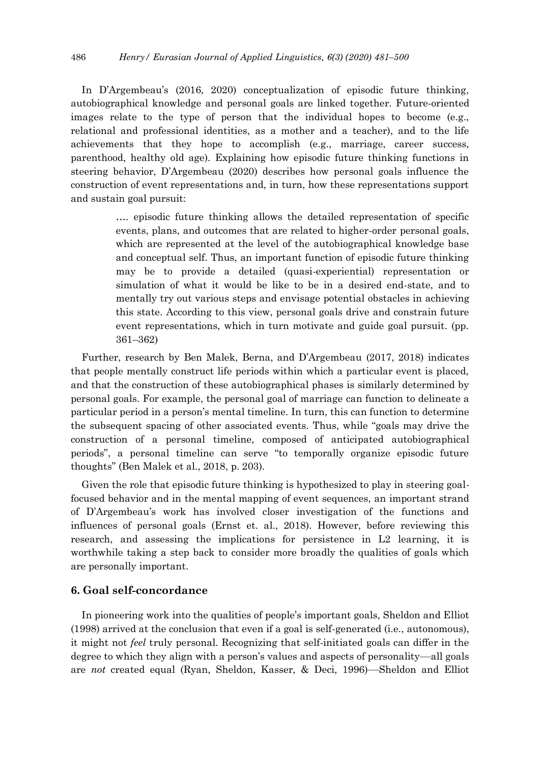In D'Argembeau's (2016, 2020) conceptualization of episodic future thinking, autobiographical knowledge and personal goals are linked together. Future-oriented images relate to the type of person that the individual hopes to become (e.g., relational and professional identities, as a mother and a teacher), and to the life achievements that they hope to accomplish (e.g., marriage, career success, parenthood, healthy old age). Explaining how episodic future thinking functions in steering behavior, D'Argembeau (2020) describes how personal goals influence the construction of event representations and, in turn, how these representations support and sustain goal pursuit:

> …. episodic future thinking allows the detailed representation of specific events, plans, and outcomes that are related to higher-order personal goals, which are represented at the level of the autobiographical knowledge base and conceptual self. Thus, an important function of episodic future thinking may be to provide a detailed (quasi-experiential) representation or simulation of what it would be like to be in a desired end-state, and to mentally try out various steps and envisage potential obstacles in achieving this state. According to this view, personal goals drive and constrain future event representations, which in turn motivate and guide goal pursuit. (pp. 361–362)

Further, research by Ben Malek, Berna, and D'Argembeau (2017, 2018) indicates that people mentally construct life periods within which a particular event is placed, and that the construction of these autobiographical phases is similarly determined by personal goals. For example, the personal goal of marriage can function to delineate a particular period in a person's mental timeline. In turn, this can function to determine the subsequent spacing of other associated events. Thus, while "goals may drive the construction of a personal timeline, composed of anticipated autobiographical periods", a personal timeline can serve "to temporally organize episodic future thoughts" (Ben Malek et al., 2018, p. 203).

Given the role that episodic future thinking is hypothesized to play in steering goal-focused behavior and in the mental mapping of event sequences, an important strand of D'Argembeau's work has involved closer investigation of the functions and influences of personal goals (Ernst et. al., 2018). However, before reviewing this research, and assessing the implications for persistence in L2 learning, it is worthwhile taking a step back to consider more broadly the qualities of goals which are personally important.

## 6. Goal self-concordance

In pioneering work into the qualities of people's important goals, Sheldon and Elliot (1998) arrived at the conclusion that even if a goal is self-generated (i.e., autonomous), it might not *feel* truly personal. Recognizing that self-initiated goals can differ in the degree to which they align with a person's values and aspects of personality—all goals are *not* created equal (Ryan, Sheldon, Kasser, & Deci, 1996)—Sheldon and Elliot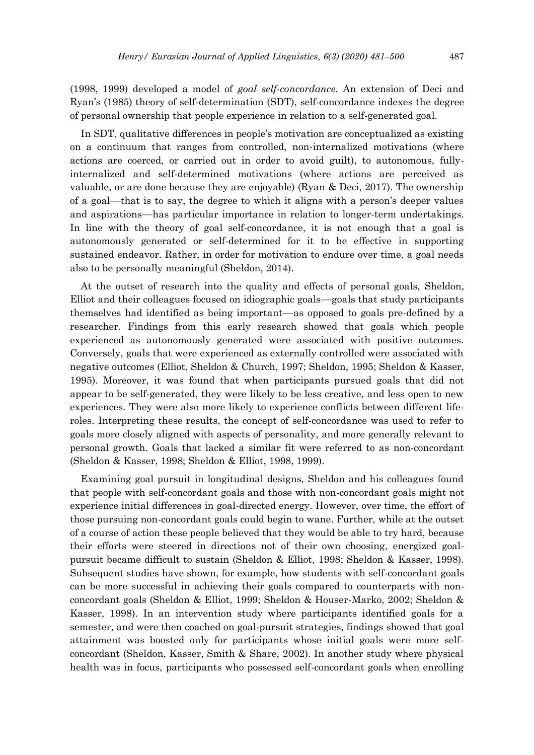(1998, 1999) developed a model of *goal self-concordance*. An extension of Deci and Ryan's (1985) theory of self-determination (SDT), self-concordance indexes the degree of personal ownership that people experience in relation to a self-generated goal.

In SDT, qualitative differences in people's motivation are conceptualized as existing on a continuum that ranges from controlled, non-internalized motivations (where actions are coerced, or carried out in order to avoid guilt), to autonomous, fully-internalized and self-determined motivations (where actions are perceived as valuable, or are done because they are enjoyable) (Ryan & Deci, 2017). The ownership of a goal—that is to say, the degree to which it aligns with a person's deeper values and aspirations—has particular importance in relation to longer-term undertakings. In line with the theory of goal self-concordance, it is not enough that a goal is autonomously generated or self-determined for it to be effective in supporting sustained endeavor. Rather, in order for motivation to endure over time, a goal needs also to be personally meaningful (Sheldon, 2014).

At the outset of research into the quality and effects of personal goals, Sheldon, Elliot and their colleagues focused on idiographic goals—goals that study participants themselves had identified as being important—as opposed to goals pre-defined by a researcher. Findings from this early research showed that goals which people experienced as autonomously generated were associated with positive outcomes. Conversely, goals that were experienced as externally controlled were associated with negative outcomes (Elliot, Sheldon & Church, 1997; Sheldon, 1995; Sheldon & Kasser, 1995). Moreover, it was found that when participants pursued goals that did not appear to be self-generated, they were likely to be less creative, and less open to new experiences. They were also more likely to experience conflicts between different life-roles. Interpreting these results, the concept of self-concordance was used to refer to goals more closely aligned with aspects of personality, and more generally relevant to personal growth. Goals that lacked a similar fit were referred to as non-concordant (Sheldon & Kasser, 1998; Sheldon & Elliot, 1998, 1999).

Examining goal pursuit in longitudinal designs, Sheldon and his colleagues found that people with self-concordant goals and those with non-concordant goals might not experience initial differences in goal-directed energy. However, over time, the effort of those pursuing non-concordant goals could begin to wane. Further, while at the outset of a course of action these people believed that they would be able to try hard, because their efforts were steered in directions not of their own choosing, energized goal-pursuit became difficult to sustain (Sheldon & Elliot, 1998; Sheldon & Kasser, 1998). Subsequent studies have shown, for example, how students with self-concordant goals can be more successful in achieving their goals compared to counterparts with non-concordant goals (Sheldon & Elliot, 1999; Sheldon & Houser-Marko, 2002; Sheldon & Kasser, 1998). In an intervention study where participants identified goals for a semester, and were then coached on goal-pursuit strategies, findings showed that goal attainment was boosted only for participants whose initial goals were more self-concordant (Sheldon, Kasser, Smith & Share, 2002). In another study where physical health was in focus, participants who possessed self-concordant goals when enrolling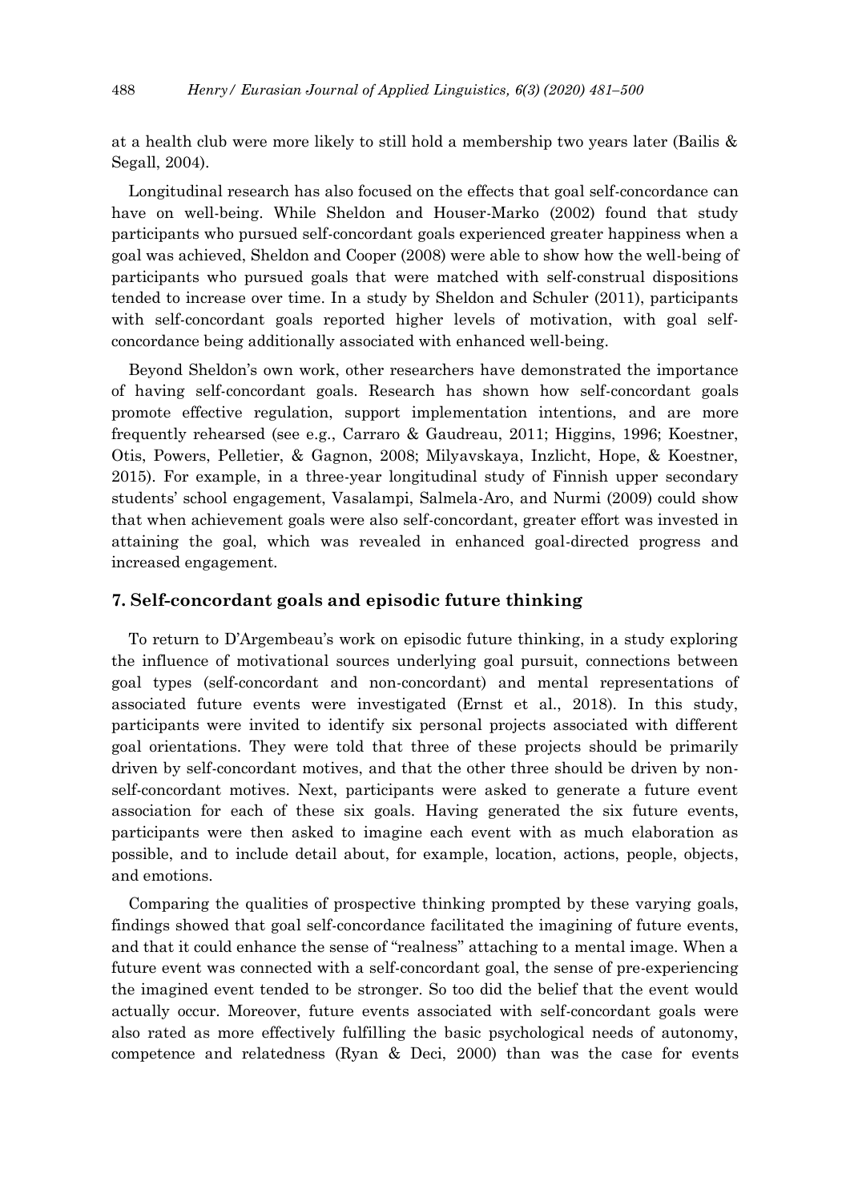at a health club were more likely to still hold a membership two years later (Bailis & Segall, 2004).

Longitudinal research has also focused on the effects that goal self-concordance can have on well-being. While Sheldon and Houser-Marko (2002) found that study participants who pursued self-concordant goals experienced greater happiness when a goal was achieved, Sheldon and Cooper (2008) were able to show how the well-being of participants who pursued goals that were matched with self-construal dispositions tended to increase over time. In a study by Sheldon and Schuler (2011), participants with self-concordant goals reported higher levels of motivation, with goal self-concordance being additionally associated with enhanced well-being.

Beyond Sheldon's own work, other researchers have demonstrated the importance of having self-concordant goals. Research has shown how self-concordant goals promote effective regulation, support implementation intentions, and are more frequently rehearsed (see e.g., Carraro & Gaudreau, 2011; Higgins, 1996; Koestner, Otis, Powers, Pelletier, & Gagnon, 2008; Milyavskaya, Inzlicht, Hope, & Koestner, 2015). For example, in a three-year longitudinal study of Finnish upper secondary students' school engagement, Vasalampi, Salmela-Aro, and Nurmi (2009) could show that when achievement goals were also self-concordant, greater effort was invested in attaining the goal, which was revealed in enhanced goal-directed progress and increased engagement.

## 7. Self-concordant goals and episodic future thinking

To return to D'Argembeau's work on episodic future thinking, in a study exploring the influence of motivational sources underlying goal pursuit, connections between goal types (self-concordant and non-concordant) and mental representations of associated future events were investigated (Ernst et al., 2018). In this study, participants were invited to identify six personal projects associated with different goal orientations. They were told that three of these projects should be primarily driven by self-concordant motives, and that the other three should be driven by non-self-concordant motives. Next, participants were asked to generate a future event association for each of these six goals. Having generated the six future events, participants were then asked to imagine each event with as much elaboration as possible, and to include detail about, for example, location, actions, people, objects, and emotions.

Comparing the qualities of prospective thinking prompted by these varying goals, findings showed that goal self-concordance facilitated the imagining of future events, and that it could enhance the sense of "realness" attaching to a mental image. When a future event was connected with a self-concordant goal, the sense of pre-experiencing the imagined event tended to be stronger. So too did the belief that the event would actually occur. Moreover, future events associated with self-concordant goals were also rated as more effectively fulfilling the basic psychological needs of autonomy, competence and relatedness (Ryan & Deci, 2000) than was the case for events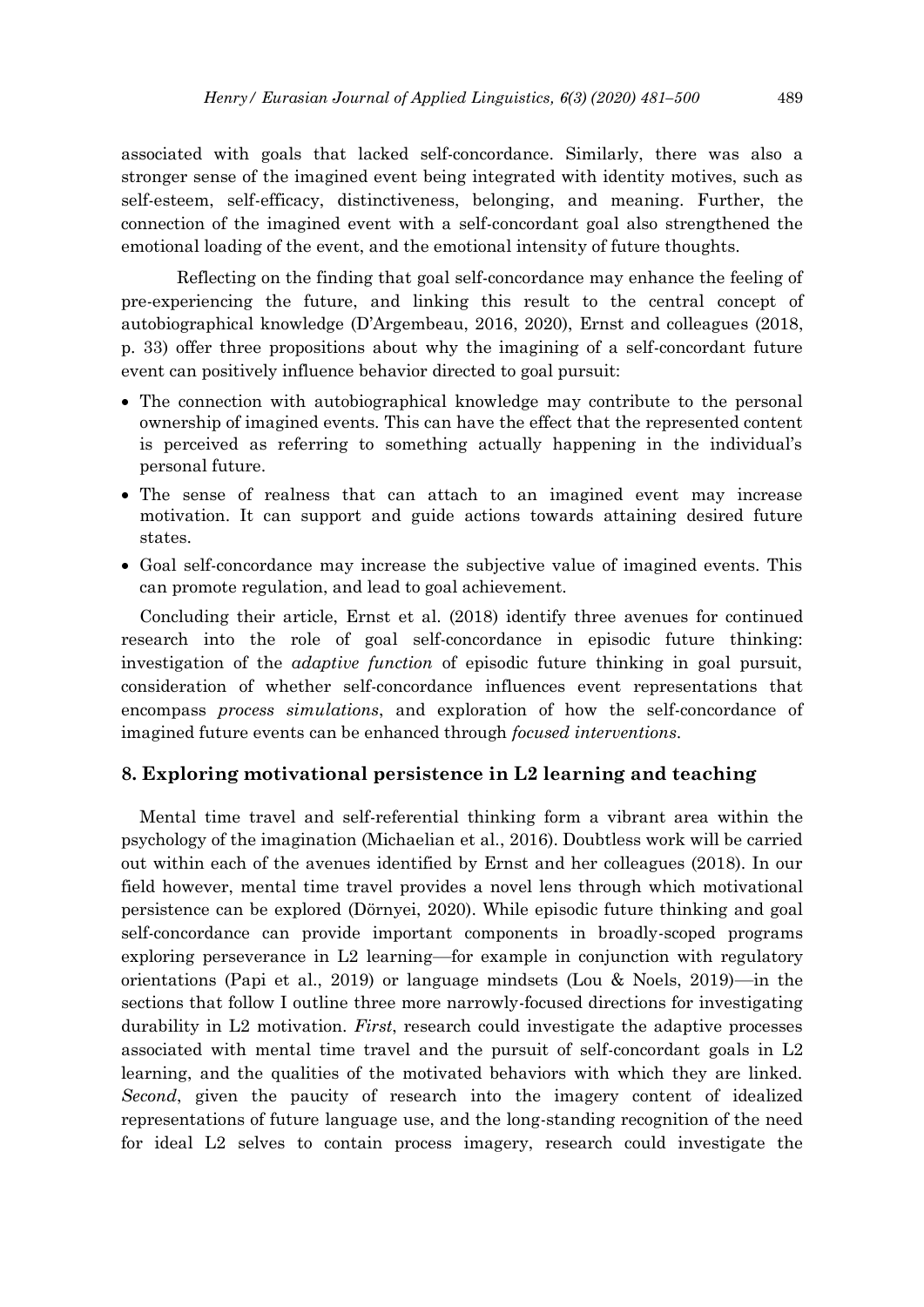associated with goals that lacked self-concordance. Similarly, there was also a stronger sense of the imagined event being integrated with identity motives, such as self-esteem, self-efficacy, distinctiveness, belonging, and meaning. Further, the connection of the imagined event with a self-concordant goal also strengthened the emotional loading of the event, and the emotional intensity of future thoughts.

Reflecting on the finding that goal self-concordance may enhance the feeling of pre-experiencing the future, and linking this result to the central concept of autobiographical knowledge (D'Argembeau, 2016, 2020), Ernst and colleagues (2018, p. 33) offer three propositions about why the imagining of a self-concordant future event can positively influence behavior directed to goal pursuit:

- The connection with autobiographical knowledge may contribute to the personal ownership of imagined events. This can have the effect that the represented content is perceived as referring to something actually happening in the individual's personal future.
- The sense of realness that can attach to an imagined event may increase motivation. It can support and guide actions towards attaining desired future states.
- Goal self-concordance may increase the subjective value of imagined events. This can promote regulation, and lead to goal achievement.

Concluding their article, Ernst et al. (2018) identify three avenues for continued research into the role of goal self-concordance in episodic future thinking: investigation of the *adaptive function* of episodic future thinking in goal pursuit, consideration of whether self-concordance influences event representations that encompass *process simulations*, and exploration of how the self-concordance of imagined future events can be enhanced through *focused interventions*.

## 8. Exploring motivational persistence in L2 learning and teaching

Mental time travel and self-referential thinking form a vibrant area within the psychology of the imagination (Michaelian et al., 2016). Doubtless work will be carried out within each of the avenues identified by Ernst and her colleagues (2018). In our field however, mental time travel provides a novel lens through which motivational persistence can be explored (Dörnyei, 2020). While episodic future thinking and goal self-concordance can provide important components in broadly-scoped programs exploring perseverance in L2 learning—for example in conjunction with regulatory orientations (Papi et al., 2019) or language mindsets (Lou & Noels, 2019)—in the sections that follow I outline three more narrowly-focused directions for investigating durability in L2 motivation. *First*, research could investigate the adaptive processes associated with mental time travel and the pursuit of self-concordant goals in L2 learning, and the qualities of the motivated behaviors with which they are linked. *Second*, given the paucity of research into the imagery content of idealized representations of future language use, and the long-standing recognition of the need for ideal L2 selves to contain process imagery, research could investigate the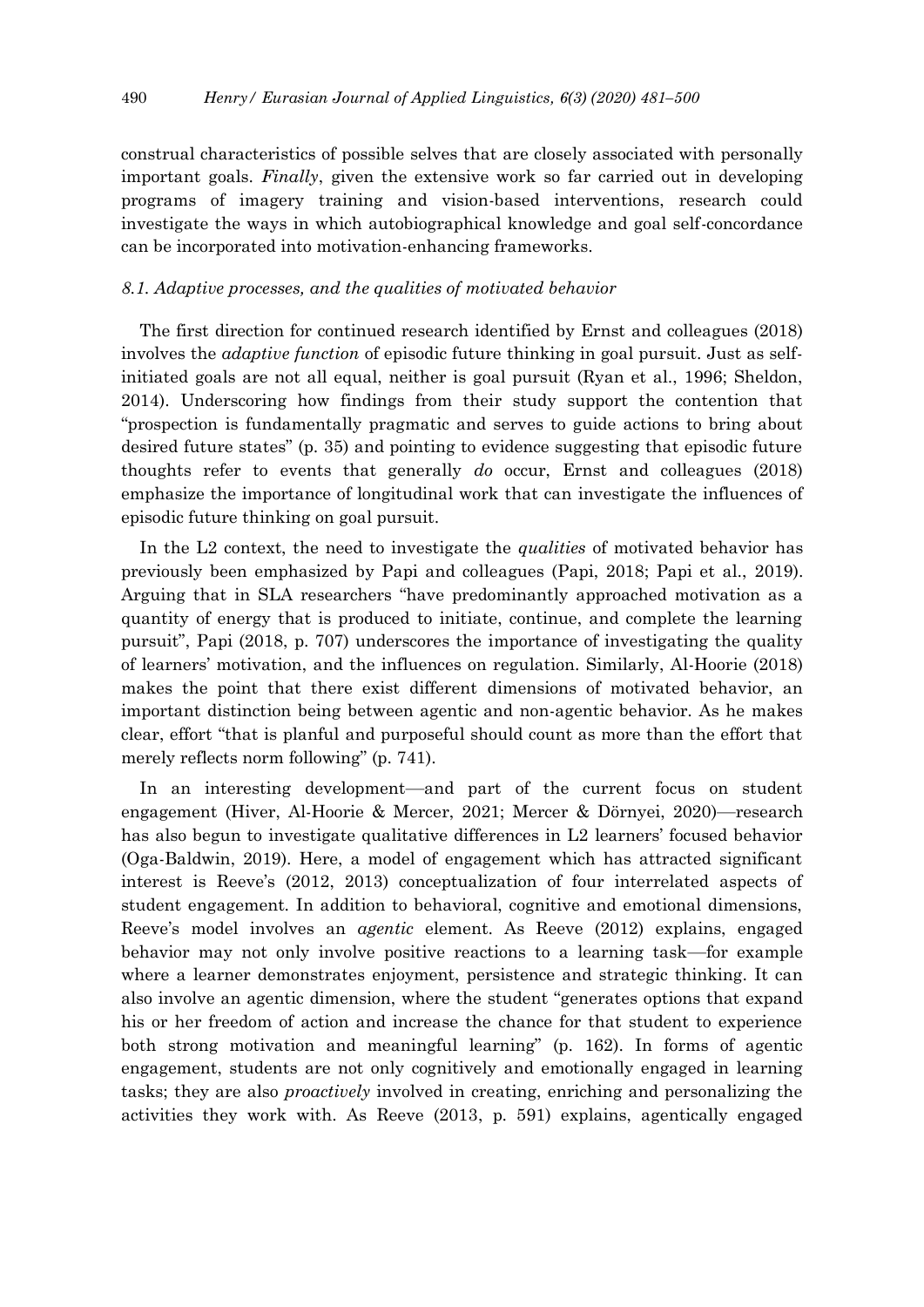construal characteristics of possible selves that are closely associated with personally important goals. *Finally*, given the extensive work so far carried out in developing programs of imagery training and vision-based interventions, research could investigate the ways in which autobiographical knowledge and goal self-concordance can be incorporated into motivation-enhancing frameworks.

### *8.1. Adaptive processes, and the qualities of motivated behavior*

The first direction for continued research identified by Ernst and colleagues (2018) involves the *adaptive function* of episodic future thinking in goal pursuit. Just as self-initiated goals are not all equal, neither is goal pursuit (Ryan et al., 1996; Sheldon, 2014). Underscoring how findings from their study support the contention that "prospection is fundamentally pragmatic and serves to guide actions to bring about desired future states" (p. 35) and pointing to evidence suggesting that episodic future thoughts refer to events that generally *do* occur, Ernst and colleagues (2018) emphasize the importance of longitudinal work that can investigate the influences of episodic future thinking on goal pursuit.

In the L2 context, the need to investigate the *qualities* of motivated behavior has previously been emphasized by Papi and colleagues (Papi, 2018; Papi et al., 2019). Arguing that in SLA researchers "have predominantly approached motivation as a quantity of energy that is produced to initiate, continue, and complete the learning pursuit", Papi (2018, p. 707) underscores the importance of investigating the quality of learners' motivation, and the influences on regulation. Similarly, Al-Hoorie (2018) makes the point that there exist different dimensions of motivated behavior, an important distinction being between agentic and non-agentic behavior. As he makes clear, effort "that is planful and purposeful should count as more than the effort that merely reflects norm following" (p. 741).

In an interesting development—and part of the current focus on student engagement (Hiver, Al-Hoorie & Mercer, 2021; Mercer & Dörnyei, 2020)—research has also begun to investigate qualitative differences in L2 learners' focused behavior (Oga-Baldwin, 2019). Here, a model of engagement which has attracted significant interest is Reeve's (2012, 2013) conceptualization of four interrelated aspects of student engagement. In addition to behavioral, cognitive and emotional dimensions, Reeve's model involves an *agentic* element. As Reeve (2012) explains, engaged behavior may not only involve positive reactions to a learning task—for example where a learner demonstrates enjoyment, persistence and strategic thinking. It can also involve an agentic dimension, where the student "generates options that expand his or her freedom of action and increase the chance for that student to experience both strong motivation and meaningful learning" (p. 162). In forms of agentic engagement, students are not only cognitively and emotionally engaged in learning tasks; they are also *proactively* involved in creating, enriching and personalizing the activities they work with. As Reeve (2013, p. 591) explains, agentically engaged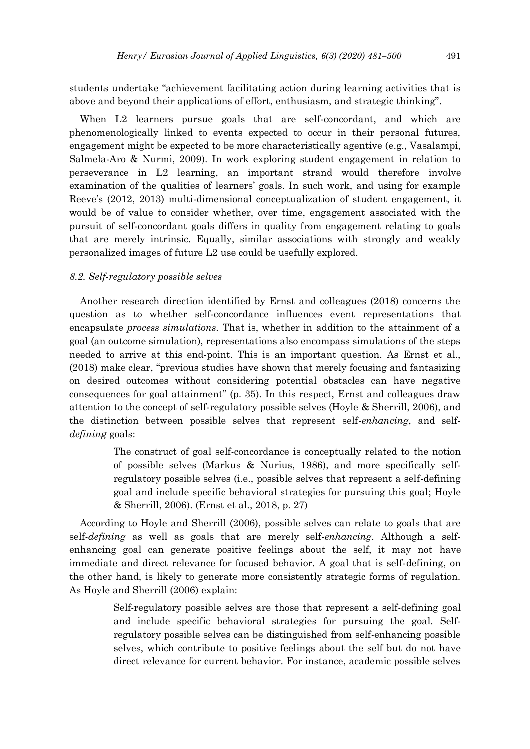students undertake "achievement facilitating action during learning activities that is above and beyond their applications of effort, enthusiasm, and strategic thinking".

When L2 learners pursue goals that are self-concordant, and which are phenomenologically linked to events expected to occur in their personal futures, engagement might be expected to be more characteristically agentive (e.g., Vasalampi, Salmela-Aro & Nurmi, 2009). In work exploring student engagement in relation to perseverance in L2 learning, an important strand would therefore involve examination of the qualities of learners' goals. In such work, and using for example Reeve's (2012, 2013) multi-dimensional conceptualization of student engagement, it would be of value to consider whether, over time, engagement associated with the pursuit of self-concordant goals differs in quality from engagement relating to goals that are merely intrinsic. Equally, similar associations with strongly and weakly personalized images of future L2 use could be usefully explored.

### *8.2. Self-regulatory possible selves*

Another research direction identified by Ernst and colleagues (2018) concerns the question as to whether self-concordance influences event representations that encapsulate *process simulations*. That is, whether in addition to the attainment of a goal (an outcome simulation), representations also encompass simulations of the steps needed to arrive at this end-point. This is an important question. As Ernst et al., (2018) make clear, "previous studies have shown that merely focusing and fantasizing on desired outcomes without considering potential obstacles can have negative consequences for goal attainment" (p. 35). In this respect, Ernst and colleagues draw attention to the concept of self-regulatory possible selves (Hoyle & Sherrill, 2006), and the distinction between possible selves that represent self-*enhancing*, and self-*defining* goals:

> The construct of goal self-concordance is conceptually related to the notion of possible selves (Markus & Nurius, 1986), and more specifically self-regulatory possible selves (i.e., possible selves that represent a self-defining goal and include specific behavioral strategies for pursuing this goal; Hoyle & Sherrill, 2006). (Ernst et al., 2018, p. 27)

According to Hoyle and Sherrill (2006), possible selves can relate to goals that are self-*defining* as well as goals that are merely self-*enhancing*. Although a self-enhancing goal can generate positive feelings about the self, it may not have immediate and direct relevance for focused behavior. A goal that is self-defining, on the other hand, is likely to generate more consistently strategic forms of regulation. As Hoyle and Sherrill (2006) explain:

> Self-regulatory possible selves are those that represent a self-defining goal and include specific behavioral strategies for pursuing the goal. Self-regulatory possible selves can be distinguished from self-enhancing possible selves, which contribute to positive feelings about the self but do not have direct relevance for current behavior. For instance, academic possible selves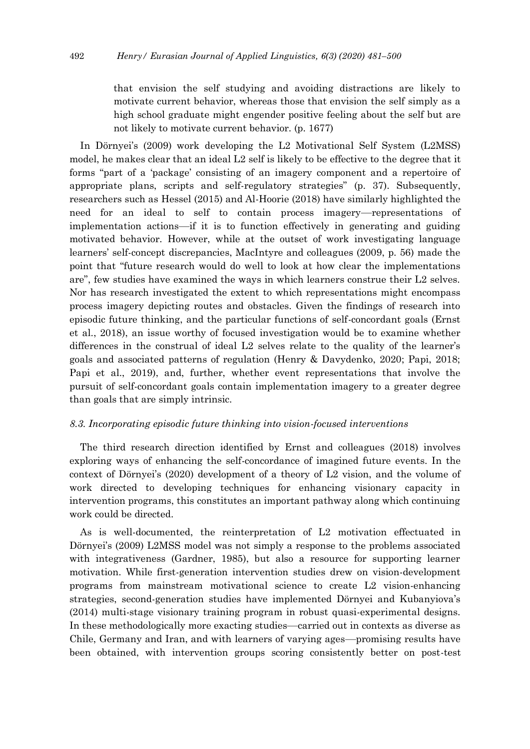> that envision the self studying and avoiding distractions are likely to motivate current behavior, whereas those that envision the self simply as a high school graduate might engender positive feeling about the self but are not likely to motivate current behavior. (p. 1677)

In Dörnyei's (2009) work developing the L2 Motivational Self System (L2MSS) model, he makes clear that an ideal L2 self is likely to be effective to the degree that it forms "part of a 'package' consisting of an imagery component and a repertoire of appropriate plans, scripts and self-regulatory strategies" (p. 37). Subsequently, researchers such as Hessel (2015) and Al-Hoorie (2018) have similarly highlighted the need for an ideal to self to contain process imagery—representations of implementation actions—if it is to function effectively in generating and guiding motivated behavior. However, while at the outset of work investigating language learners' self-concept discrepancies, MacIntyre and colleagues (2009, p. 56) made the point that "future research would do well to look at how clear the implementations are", few studies have examined the ways in which learners construe their L2 selves. Nor has research investigated the extent to which representations might encompass process imagery depicting routes and obstacles. Given the findings of research into episodic future thinking, and the particular functions of self-concordant goals (Ernst et al., 2018), an issue worthy of focused investigation would be to examine whether differences in the construal of ideal L2 selves relate to the quality of the learner's goals and associated patterns of regulation (Henry & Davydenko, 2020; Papi, 2018; Papi et al., 2019), and, further, whether event representations that involve the pursuit of self-concordant goals contain implementation imagery to a greater degree than goals that are simply intrinsic.

### *8.3. Incorporating episodic future thinking into vision-focused interventions*

The third research direction identified by Ernst and colleagues (2018) involves exploring ways of enhancing the self-concordance of imagined future events. In the context of Dörnyei's (2020) development of a theory of L2 vision, and the volume of work directed to developing techniques for enhancing visionary capacity in intervention programs, this constitutes an important pathway along which continuing work could be directed.

As is well-documented, the reinterpretation of L2 motivation effectuated in Dörnyei's (2009) L2MSS model was not simply a response to the problems associated with integrativeness (Gardner, 1985), but also a resource for supporting learner motivation. While first-generation intervention studies drew on vision-development programs from mainstream motivational science to create L2 vision-enhancing strategies, second-generation studies have implemented Dörnyei and Kubanyiova's (2014) multi-stage visionary training program in robust quasi-experimental designs. In these methodologically more exacting studies—carried out in contexts as diverse as Chile, Germany and Iran, and with learners of varying ages—promising results have been obtained, with intervention groups scoring consistently better on post-test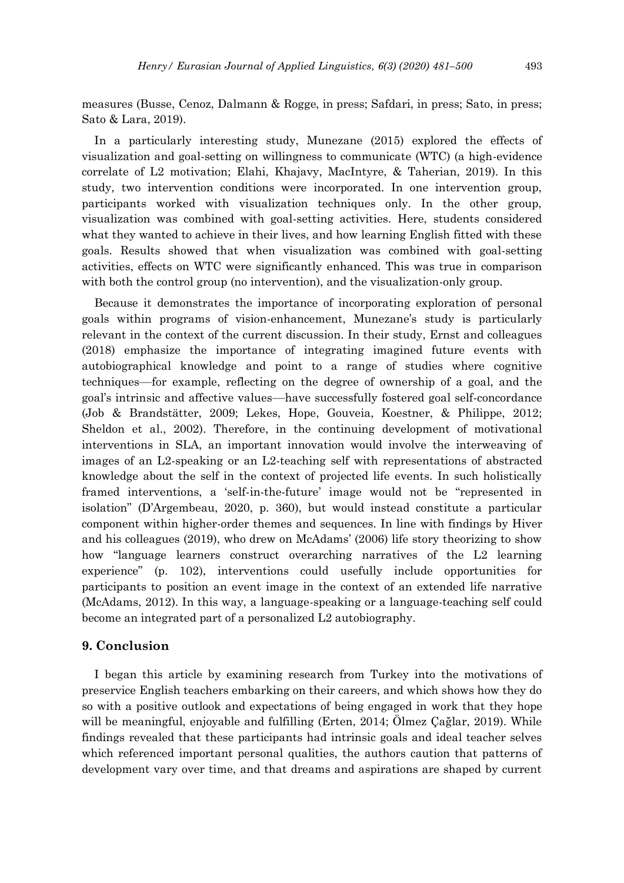measures (Busse, Cenoz, Dalmann & Rogge, in press; Safdari, in press; Sato, in press; Sato & Lara, 2019).

In a particularly interesting study, Munezane (2015) explored the effects of visualization and goal-setting on willingness to communicate (WTC) (a high-evidence correlate of L2 motivation; Elahi, Khajavy, MacIntyre, & Taherian, 2019). In this study, two intervention conditions were incorporated. In one intervention group, participants worked with visualization techniques only. In the other group, visualization was combined with goal-setting activities. Here, students considered what they wanted to achieve in their lives, and how learning English fitted with these goals. Results showed that when visualization was combined with goal-setting activities, effects on WTC were significantly enhanced. This was true in comparison with both the control group (no intervention), and the visualization-only group.

Because it demonstrates the importance of incorporating exploration of personal goals within programs of vision-enhancement, Munezane's study is particularly relevant in the context of the current discussion. In their study, Ernst and colleagues (2018) emphasize the importance of integrating imagined future events with autobiographical knowledge and point to a range of studies where cognitive techniques—for example, reflecting on the degree of ownership of a goal, and the goal's intrinsic and affective values—have successfully fostered goal self-concordance (Job & Brandstätter, 2009; Lekes, Hope, Gouveia, Koestner, & Philippe, 2012; Sheldon et al., 2002). Therefore, in the continuing development of motivational interventions in SLA, an important innovation would involve the interweaving of images of an L2-speaking or an L2-teaching self with representations of abstracted knowledge about the self in the context of projected life events. In such holistically framed interventions, a 'self-in-the-future' image would not be "represented in isolation" (D'Argembeau, 2020, p. 360), but would instead constitute a particular component within higher-order themes and sequences. In line with findings by Hiver and his colleagues (2019), who drew on McAdams' (2006) life story theorizing to show how "language learners construct overarching narratives of the L2 learning experience" (p. 102), interventions could usefully include opportunities for participants to position an event image in the context of an extended life narrative (McAdams, 2012). In this way, a language-speaking or a language-teaching self could become an integrated part of a personalized L2 autobiography.

## 9. Conclusion

I began this article by examining research from Turkey into the motivations of preservice English teachers embarking on their careers, and which shows how they do so with a positive outlook and expectations of being engaged in work that they hope will be meaningful, enjoyable and fulfilling (Erten, 2014; Ölmez Çağlar, 2019). While findings revealed that these participants had intrinsic goals and ideal teacher selves which referenced important personal qualities, the authors caution that patterns of development vary over time, and that dreams and aspirations are shaped by current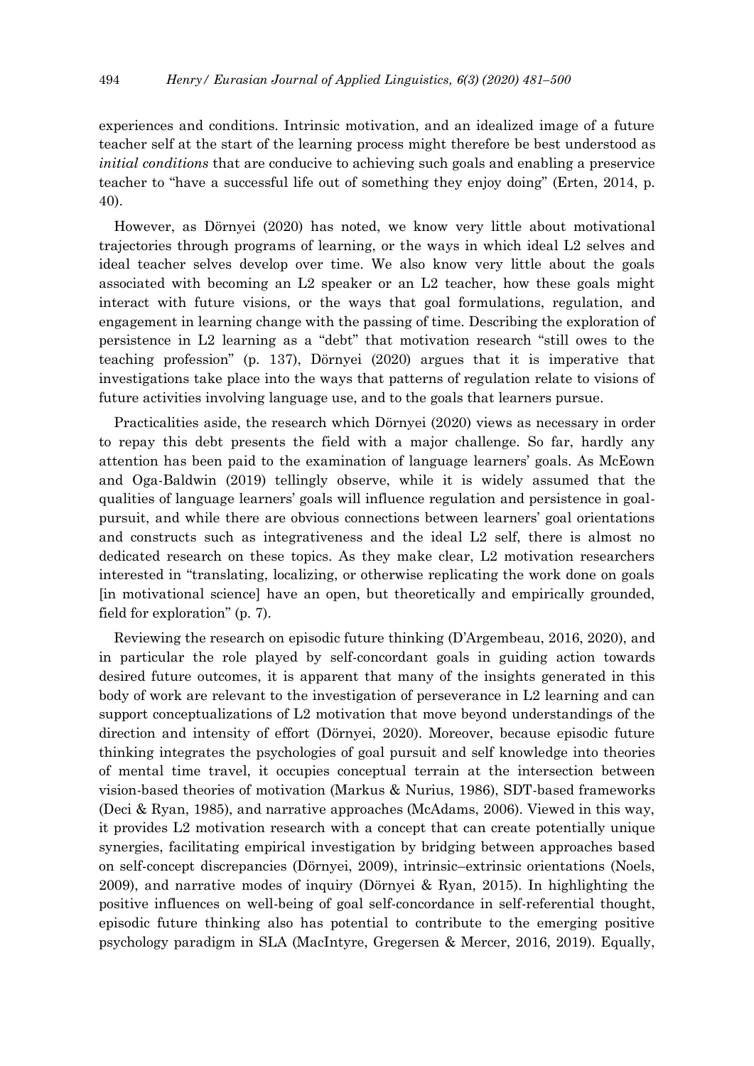experiences and conditions. Intrinsic motivation, and an idealized image of a future teacher self at the start of the learning process might therefore be best understood as *initial conditions* that are conducive to achieving such goals and enabling a preservice teacher to "have a successful life out of something they enjoy doing" (Erten, 2014, p. 40).

However, as Dörnyei (2020) has noted, we know very little about motivational trajectories through programs of learning, or the ways in which ideal L2 selves and ideal teacher selves develop over time. We also know very little about the goals associated with becoming an L2 speaker or an L2 teacher, how these goals might interact with future visions, or the ways that goal formulations, regulation, and engagement in learning change with the passing of time. Describing the exploration of persistence in L2 learning as a "debt" that motivation research "still owes to the teaching profession" (p. 137), Dörnyei (2020) argues that it is imperative that investigations take place into the ways that patterns of regulation relate to visions of future activities involving language use, and to the goals that learners pursue.

Practicalities aside, the research which Dörnyei (2020) views as necessary in order to repay this debt presents the field with a major challenge. So far, hardly any attention has been paid to the examination of language learners' goals. As McEown and Oga-Baldwin (2019) tellingly observe, while it is widely assumed that the qualities of language learners' goals will influence regulation and persistence in goal-pursuit, and while there are obvious connections between learners' goal orientations and constructs such as integrativeness and the ideal L2 self, there is almost no dedicated research on these topics. As they make clear, L2 motivation researchers interested in "translating, localizing, or otherwise replicating the work done on goals [in motivational science] have an open, but theoretically and empirically grounded, field for exploration" (p. 7).

Reviewing the research on episodic future thinking (D'Argembeau, 2016, 2020), and in particular the role played by self-concordant goals in guiding action towards desired future outcomes, it is apparent that many of the insights generated in this body of work are relevant to the investigation of perseverance in L2 learning and can support conceptualizations of L2 motivation that move beyond understandings of the direction and intensity of effort (Dörnyei, 2020). Moreover, because episodic future thinking integrates the psychologies of goal pursuit and self knowledge into theories of mental time travel, it occupies conceptual terrain at the intersection between vision-based theories of motivation (Markus & Nurius, 1986), SDT-based frameworks (Deci & Ryan, 1985), and narrative approaches (McAdams, 2006). Viewed in this way, it provides L2 motivation research with a concept that can create potentially unique synergies, facilitating empirical investigation by bridging between approaches based on self-concept discrepancies (Dörnyei, 2009), intrinsic–extrinsic orientations (Noels, 2009), and narrative modes of inquiry (Dörnyei & Ryan, 2015). In highlighting the positive influences on well-being of goal self-concordance in self-referential thought, episodic future thinking also has potential to contribute to the emerging positive psychology paradigm in SLA (MacIntyre, Gregersen & Mercer, 2016, 2019). Equally,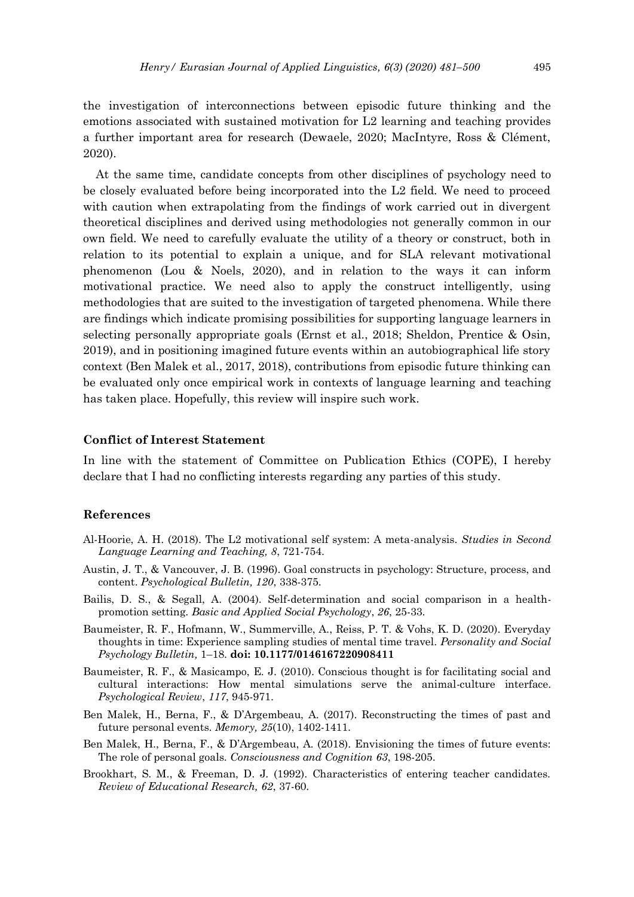the investigation of interconnections between episodic future thinking and the emotions associated with sustained motivation for L2 learning and teaching provides a further important area for research (Dewaele, 2020; MacIntyre, Ross & Clément, 2020).

At the same time, candidate concepts from other disciplines of psychology need to be closely evaluated before being incorporated into the L2 field. We need to proceed with caution when extrapolating from the findings of work carried out in divergent theoretical disciplines and derived using methodologies not generally common in our own field. We need to carefully evaluate the utility of a theory or construct, both in relation to its potential to explain a unique, and for SLA relevant motivational phenomenon (Lou & Noels, 2020), and in relation to the ways it can inform motivational practice. We need also to apply the construct intelligently, using methodologies that are suited to the investigation of targeted phenomena. While there are findings which indicate promising possibilities for supporting language learners in selecting personally appropriate goals (Ernst et al., 2018; Sheldon, Prentice & Osin, 2019), and in positioning imagined future events within an autobiographical life story context (Ben Malek et al., 2017, 2018), contributions from episodic future thinking can be evaluated only once empirical work in contexts of language learning and teaching has taken place. Hopefully, this review will inspire such work.

### Conflict of Interest Statement

In line with the statement of Committee on Publication Ethics (COPE), I hereby declare that I had no conflicting interests regarding any parties of this study.

### References

Al-Hoorie, A. H. (2018). The L2 motivational self system: A meta-analysis. *Studies in Second Language Learning and Teaching, 8*, 721-754.

Austin, J. T., & Vancouver, J. B. (1996). Goal constructs in psychology: Structure, process, and content. *Psychological Bulletin, 120*, 338-375.

Bailis, D. S., & Segall, A. (2004). Self-determination and social comparison in a health-promotion setting. *Basic and Applied Social Psychology*, *26*, 25-33.

Baumeister, R. F., Hofmann, W., Summerville, A., Reiss, P. T. & Vohs, K. D. (2020). Everyday thoughts in time: Experience sampling studies of mental time travel. *Personality and Social Psychology Bulletin,* 1–18. **doi: 10.1177/0146167220908411**

Baumeister, R. F., & Masicampo, E. J. (2010). Conscious thought is for facilitating social and cultural interactions: How mental simulations serve the animal-culture interface. *Psychological Review*, *117*, 945-971.

Ben Malek, H., Berna, F., & D'Argembeau, A. (2017). Reconstructing the times of past and future personal events. *Memory, 25*(10), 1402-1411.

Ben Malek, H., Berna, F., & D'Argembeau, A. (2018). Envisioning the times of future events: The role of personal goals. *Consciousness and Cognition 63*, 198-205.

Brookhart, S. M., & Freeman, D. J. (1992). Characteristics of entering teacher candidates. *Review of Educational Research, 62*, 37-60.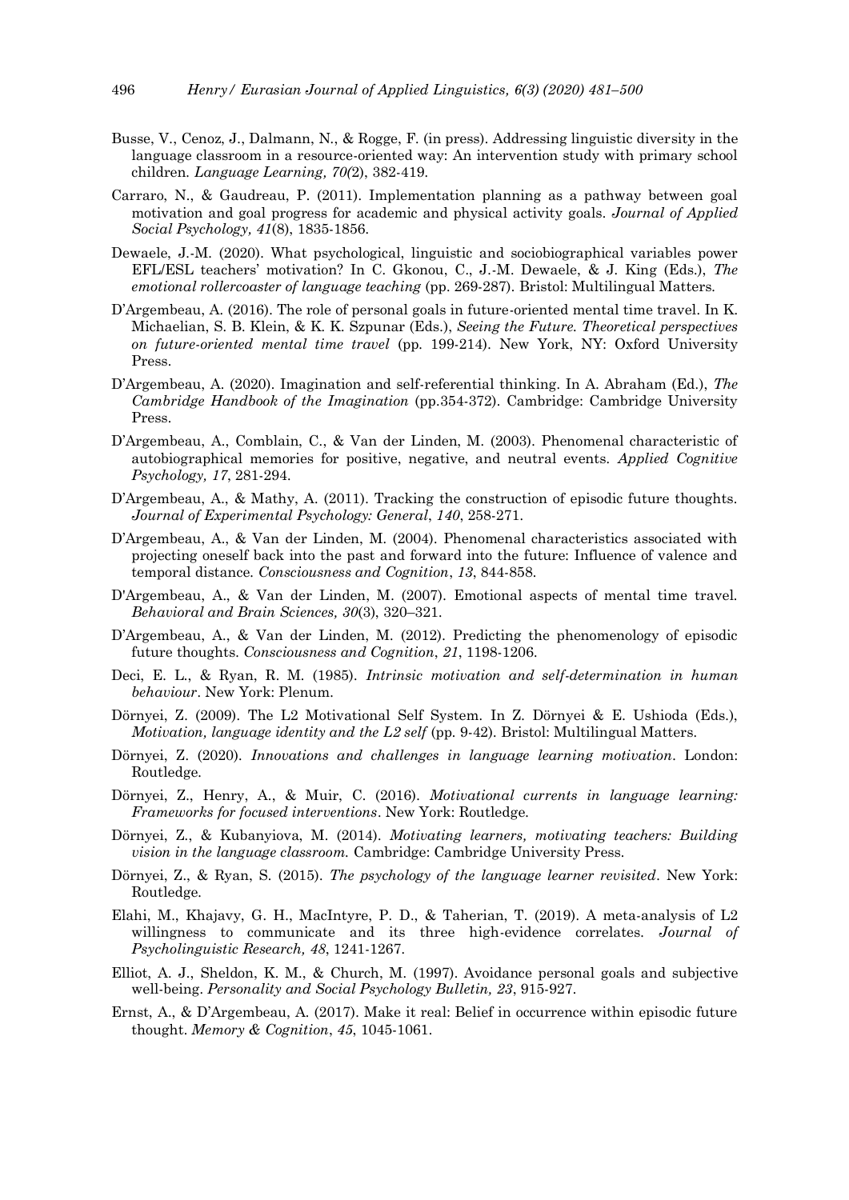Busse, V., Cenoz, J., Dalmann, N., & Rogge, F. (in press). Addressing linguistic diversity in the language classroom in a resource-oriented way: An intervention study with primary school children. *Language Learning, 70(*2), 382-419.

Carraro, N., & Gaudreau, P. (2011). Implementation planning as a pathway between goal motivation and goal progress for academic and physical activity goals. *Journal of Applied Social Psychology, 41*(8), 1835-1856.

Dewaele, J.-M. (2020). What psychological, linguistic and sociobiographical variables power EFL/ESL teachers' motivation? In C. Gkonou, C., J.-M. Dewaele, & J. King (Eds.), *The emotional rollercoaster of language teaching* (pp. 269-287). Bristol: Multilingual Matters.

D'Argembeau, A. (2016). The role of personal goals in future-oriented mental time travel. In K. Michaelian, S. B. Klein, & K. K. Szpunar (Eds.), *Seeing the Future. Theoretical perspectives on future-oriented mental time travel* (pp. 199-214). New York, NY: Oxford University Press.

D'Argembeau, A. (2020). Imagination and self-referential thinking. In A. Abraham (Ed.), *The Cambridge Handbook of the Imagination* (pp.354-372). Cambridge: Cambridge University Press.

D'Argembeau, A., Comblain, C., & Van der Linden, M. (2003). Phenomenal characteristic of autobiographical memories for positive, negative, and neutral events. *Applied Cognitive Psychology, 17*, 281-294.

D'Argembeau, A., & Mathy, A. (2011). Tracking the construction of episodic future thoughts. *Journal of Experimental Psychology: General*, *140*, 258-271.

D'Argembeau, A., & Van der Linden, M. (2004). Phenomenal characteristics associated with projecting oneself back into the past and forward into the future: Influence of valence and temporal distance. *Consciousness and Cognition*, *13*, 844-858.

D'Argembeau, A., & Van der Linden, M. (2007). Emotional aspects of mental time travel. *Behavioral and Brain Sciences, 30*(3), 320–321.

D'Argembeau, A., & Van der Linden, M. (2012). Predicting the phenomenology of episodic future thoughts. *Consciousness and Cognition*, *21*, 1198-1206.

Deci, E. L., & Ryan, R. M. (1985). *Intrinsic motivation and self-determination in human behaviour*. New York: Plenum.

Dörnyei, Z. (2009). The L2 Motivational Self System. In Z. Dörnyei & E. Ushioda (Eds.), *Motivation, language identity and the L2 self* (pp. 9-42). Bristol: Multilingual Matters.

Dörnyei, Z. (2020). *Innovations and challenges in language learning motivation*. London: Routledge.

Dörnyei, Z., Henry, A., & Muir, C. (2016). *Motivational currents in language learning: Frameworks for focused interventions*. New York: Routledge.

Dörnyei, Z., & Kubanyiova, M. (2014). *Motivating learners, motivating teachers: Building vision in the language classroom.* Cambridge: Cambridge University Press.

Dörnyei, Z., & Ryan, S. (2015). *The psychology of the language learner revisited*. New York: Routledge.

Elahi, M., Khajavy, G. H., MacIntyre, P. D., & Taherian, T. (2019). A meta-analysis of L2 willingness to communicate and its three high-evidence correlates. *Journal of Psycholinguistic Research, 48*, 1241-1267.

Elliot, A. J., Sheldon, K. M., & Church, M. (1997). Avoidance personal goals and subjective well-being. *Personality and Social Psychology Bulletin, 23*, 915-927.

Ernst, A., & D'Argembeau, A. (2017). Make it real: Belief in occurrence within episodic future thought. *Memory & Cognition*, *45*, 1045-1061.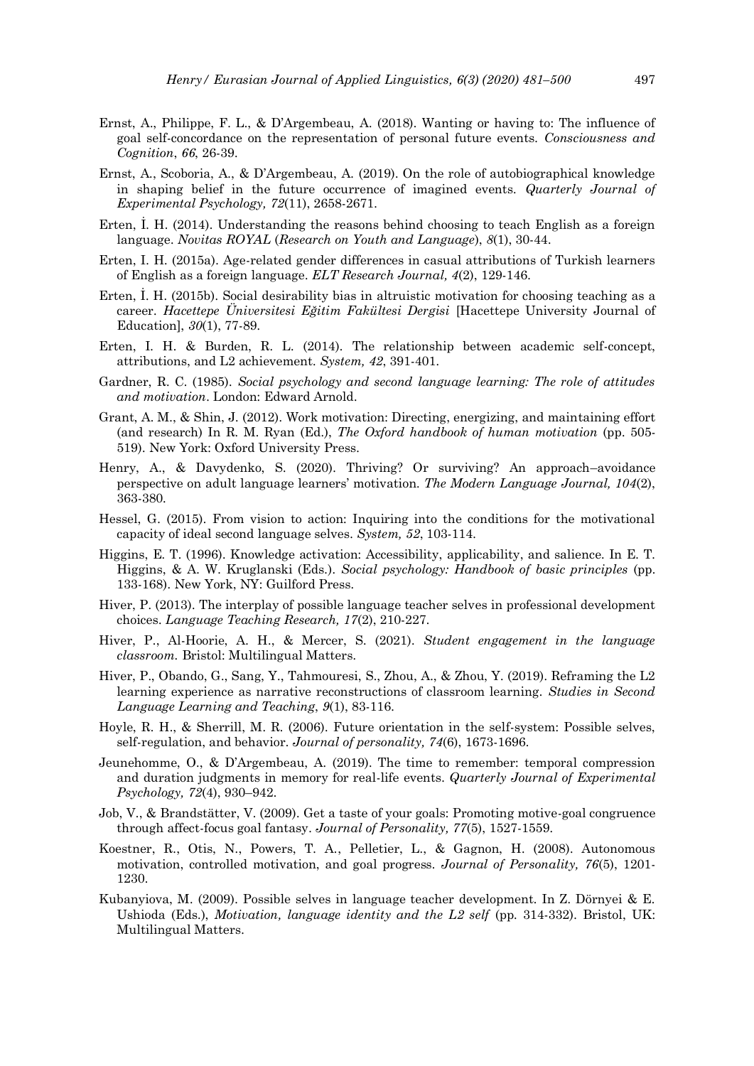Ernst, A., Philippe, F. L., & D'Argembeau, A. (2018). Wanting or having to: The influence of goal self-concordance on the representation of personal future events. *Consciousness and Cognition*, *66*, 26-39.

Ernst, A., Scoboria, A., & D'Argembeau, A. (2019). On the role of autobiographical knowledge in shaping belief in the future occurrence of imagined events. *Quarterly Journal of Experimental Psychology, 72*(11), 2658-2671.

Erten, İ. H. (2014). Understanding the reasons behind choosing to teach English as a foreign language. *Novitas ROYAL* (*Research on Youth and Language*), *8*(1), 30-44.

Erten, I. H. (2015a). Age-related gender differences in casual attributions of Turkish learners of English as a foreign language. *ELT Research Journal, 4*(2), 129-146.

Erten, İ. H. (2015b). Social desirability bias in altruistic motivation for choosing teaching as a career. *Hacettepe Üniversitesi Eğitim Fakültesi Dergisi* [Hacettepe University Journal of Education], *30*(1), 77-89.

Erten, I. H. & Burden, R. L. (2014). The relationship between academic self-concept, attributions, and L2 achievement. *System, 42*, 391-401.

Gardner, R. C. (1985). *Social psychology and second language learning: The role of attitudes and motivation*. London: Edward Arnold.

Grant, A. M., & Shin, J. (2012). Work motivation: Directing, energizing, and maintaining effort (and research) In R. M. Ryan (Ed.), *The Oxford handbook of human motivation* (pp. 505-519). New York: Oxford University Press.

Henry, A., & Davydenko, S. (2020). Thriving? Or surviving? An approach–avoidance perspective on adult language learners' motivation. *The Modern Language Journal, 104*(2), 363-380.

Hessel, G. (2015). From vision to action: Inquiring into the conditions for the motivational capacity of ideal second language selves. *System, 52*, 103-114.

Higgins, E. T. (1996). Knowledge activation: Accessibility, applicability, and salience. In E. T. Higgins, & A. W. Kruglanski (Eds.). *Social psychology: Handbook of basic principles* (pp. 133-168). New York, NY: Guilford Press.

Hiver, P. (2013). The interplay of possible language teacher selves in professional development choices. *Language Teaching Research, 17*(2), 210-227.

Hiver, P., Al-Hoorie, A. H., & Mercer, S. (2021). *Student engagement in the language classroom*. Bristol: Multilingual Matters.

Hiver, P., Obando, G., Sang, Y., Tahmouresi, S., Zhou, A., & Zhou, Y. (2019). Reframing the L2 learning experience as narrative reconstructions of classroom learning. *Studies in Second Language Learning and Teaching*, *9*(1), 83-116.

Hoyle, R. H., & Sherrill, M. R. (2006). Future orientation in the self-system: Possible selves, self-regulation, and behavior. *Journal of personality, 74*(6), 1673-1696.

Jeunehomme, O., & D'Argembeau, A. (2019). The time to remember: temporal compression and duration judgments in memory for real-life events. *Quarterly Journal of Experimental Psychology, 72*(4), 930–942.

Job, V., & Brandstätter, V. (2009). Get a taste of your goals: Promoting motive-goal congruence through affect-focus goal fantasy. *Journal of Personality, 77*(5), 1527-1559.

Koestner, R., Otis, N., Powers, T. A., Pelletier, L., & Gagnon, H. (2008). Autonomous motivation, controlled motivation, and goal progress. *Journal of Personality, 76*(5), 1201-1230.

Kubanyiova, M. (2009). Possible selves in language teacher development. In Z. Dörnyei & E. Ushioda (Eds.), *Motivation, language identity and the L2 self* (pp. 314-332). Bristol, UK: Multilingual Matters.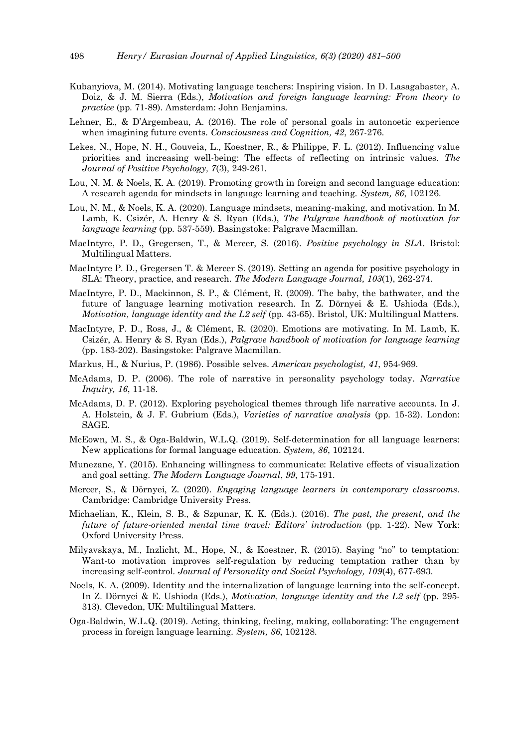Kubanyiova, M. (2014). Motivating language teachers: Inspiring vision. In D. Lasagabaster, A. Doiz, & J. M. Sierra (Eds.), *Motivation and foreign language learning: From theory to practice* (pp. 71-89). Amsterdam: John Benjamins.

Lehner, E., & D'Argembeau, A. (2016). The role of personal goals in autonoetic experience when imagining future events. *Consciousness and Cognition, 42*, 267-276.

Lekes, N., Hope, N. H., Gouveia, L., Koestner, R., & Philippe, F. L. (2012). Influencing value priorities and increasing well-being: The effects of reflecting on intrinsic values. *The Journal of Positive Psychology, 7*(3), 249-261.

Lou, N. M. & Noels, K. A. (2019). Promoting growth in foreign and second language education: A research agenda for mindsets in language learning and teaching. *System, 86*, 102126.

Lou, N. M., & Noels, K. A. (2020). Language mindsets, meaning-making, and motivation. In M. Lamb, K. Csizér, A. Henry & S. Ryan (Eds.), *The Palgrave handbook of motivation for language learning* (pp. 537-559). Basingstoke: Palgrave Macmillan.

MacIntyre, P. D., Gregersen, T., & Mercer, S. (2016). *Positive psychology in SLA*. Bristol: Multilingual Matters.

MacIntyre P. D., Gregersen T. & Mercer S. (2019). Setting an agenda for positive psychology in SLA: Theory, practice, and research. *The Modern Language Journal, 103*(1), 262-274.

MacIntyre, P. D., Mackinnon, S. P., & Clément, R. (2009). The baby, the bathwater, and the future of language learning motivation research. In Z. Dörnyei & E. Ushioda (Eds.), *Motivation, language identity and the L2 self* (pp. 43-65). Bristol, UK: Multilingual Matters.

MacIntyre, P. D., Ross, J., & Clément, R. (2020). Emotions are motivating. In M. Lamb, K. Csizér, A. Henry & S. Ryan (Eds.), *Palgrave handbook of motivation for language learning* (pp. 183-202). Basingstoke: Palgrave Macmillan.

Markus, H., & Nurius, P. (1986). Possible selves. *American psychologist, 41*, 954-969.

McAdams, D. P. (2006). The role of narrative in personality psychology today. *Narrative Inquiry, 16*, 11-18.

McAdams, D. P. (2012). Exploring psychological themes through life narrative accounts. In J. A. Holstein, & J. F. Gubrium (Eds.), *Varieties of narrative analysis* (pp. 15-32). London: SAGE.

McEown, M. S., & Oga-Baldwin, W.L.Q. (2019). Self-determination for all language learners: New applications for formal language education. *System, 86*, 102124.

Munezane, Y. (2015). Enhancing willingness to communicate: Relative effects of visualization and goal setting. *The Modern Language Journal*, *99*, 175-191.

Mercer, S., & Dörnyei, Z. (2020). *Engaging language learners in contemporary classrooms*. Cambridge: Cambridge University Press.

Michaelian, K., Klein, S. B., & Szpunar, K. K. (Eds.). (2016). *The past, the present, and the future of future-oriented mental time travel: Editors' introduction* (pp. 1-22). New York: Oxford University Press.

Milyavskaya, M., Inzlicht, M., Hope, N., & Koestner, R. (2015). Saying "no" to temptation: Want-to motivation improves self-regulation by reducing temptation rather than by increasing self-control. *Journal of Personality and Social Psychology, 109*(4), 677-693.

Noels, K. A. (2009). Identity and the internalization of language learning into the self-concept. In Z. Dörnyei & E. Ushioda (Eds.), *Motivation, language identity and the L2 self* (pp. 295-313). Clevedon, UK: Multilingual Matters.

Oga-Baldwin, W.L.Q. (2019). Acting, thinking, feeling, making, collaborating: The engagement process in foreign language learning. *System, 86*, 102128.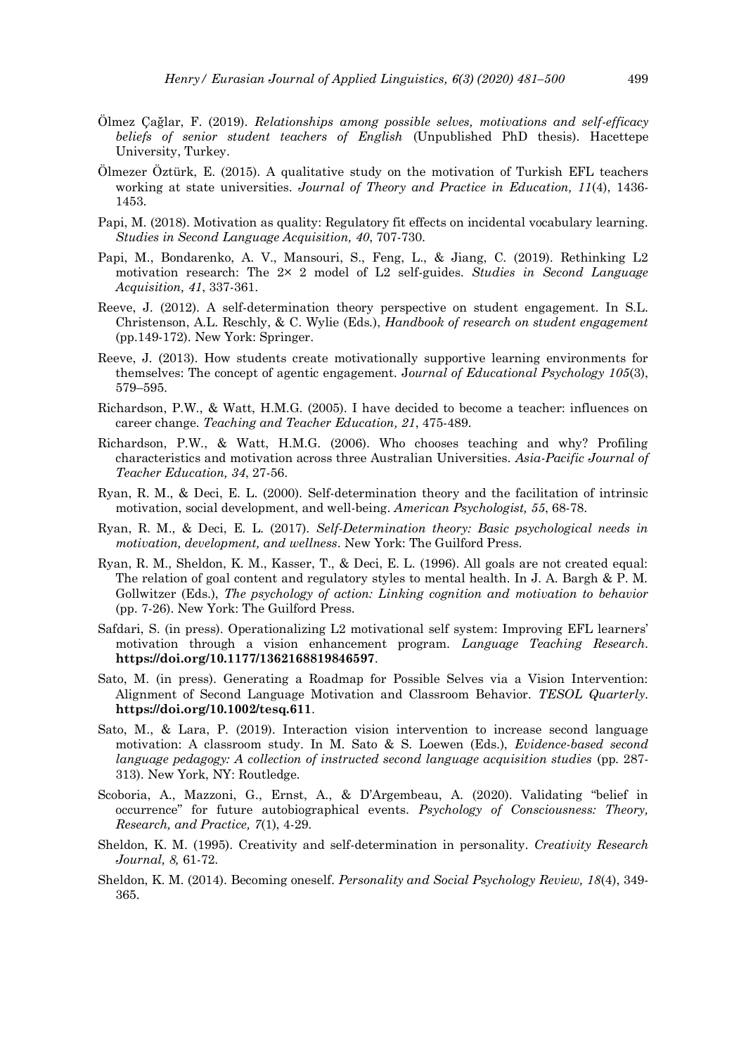Ölmez Çağlar, F. (2019). *Relationships among possible selves, motivations and self-efficacy beliefs of senior student teachers of English* (Unpublished PhD thesis). Hacettepe University, Turkey.

Ölmezer Öztürk, E. (2015). A qualitative study on the motivation of Turkish EFL teachers working at state universities. *Journal of Theory and Practice in Education, 11*(4), 1436-1453.

Papi, M. (2018). Motivation as quality: Regulatory fit effects on incidental vocabulary learning. *Studies in Second Language Acquisition, 40*, 707-730.

Papi, M., Bondarenko, A. V., Mansouri, S., Feng, L., & Jiang, C. (2019). Rethinking L2 motivation research: The 2× 2 model of L2 self-guides. *Studies in Second Language Acquisition, 41*, 337-361.

Reeve, J. (2012). A self-determination theory perspective on student engagement. In S.L. Christenson, A.L. Reschly, & C. Wylie (Eds.), *Handbook of research on student engagement* (pp.149-172). New York: Springer.

Reeve, J. (2013). How students create motivationally supportive learning environments for themselves: The concept of agentic engagement. J*ournal of Educational Psychology 105*(3), 579–595.

Richardson, P.W., & Watt, H.M.G. (2005). I have decided to become a teacher: influences on career change. *Teaching and Teacher Education, 21*, 475-489.

Richardson, P.W., & Watt, H.M.G. (2006). Who chooses teaching and why? Profiling characteristics and motivation across three Australian Universities. *Asia-Pacific Journal of Teacher Education, 34*, 27-56.

Ryan, R. M., & Deci, E. L. (2000). Self-determination theory and the facilitation of intrinsic motivation, social development, and well-being. *American Psychologist, 55*, 68-78.

Ryan, R. M., & Deci, E. L. (2017). *Self-Determination theory: Basic psychological needs in motivation, development, and wellness*. New York: The Guilford Press.

Ryan, R. M., Sheldon, K. M., Kasser, T., & Deci, E. L. (1996). All goals are not created equal: The relation of goal content and regulatory styles to mental health. In J. A. Bargh & P. M. Gollwitzer (Eds.), *The psychology of action: Linking cognition and motivation to behavior* (pp. 7-26). New York: The Guilford Press.

Safdari, S. (in press). Operationalizing L2 motivational self system: Improving EFL learners' motivation through a vision enhancement program. *Language Teaching Research*. **https://doi.org/10.1177/1362168819846597**.

Sato, M. (in press). Generating a Roadmap for Possible Selves via a Vision Intervention: Alignment of Second Language Motivation and Classroom Behavior. *TESOL Quarterly*. **https://doi.org/10.1002/tesq.611**.

Sato, M., & Lara, P. (2019). Interaction vision intervention to increase second language motivation: A classroom study. In M. Sato & S. Loewen (Eds.), *Evidence-based second language pedagogy: A collection of instructed second language acquisition studies* (pp. 287-313). New York, NY: Routledge.

Scoboria, A., Mazzoni, G., Ernst, A., & D'Argembeau, A. (2020). Validating "belief in occurrence" for future autobiographical events. *Psychology of Consciousness: Theory, Research, and Practice, 7*(1), 4-29.

Sheldon, K. M. (1995). Creativity and self-determination in personality. *Creativity Research Journal, 8,* 61-72.

Sheldon, K. M. (2014). Becoming oneself. *Personality and Social Psychology Review, 18*(4), 349-365.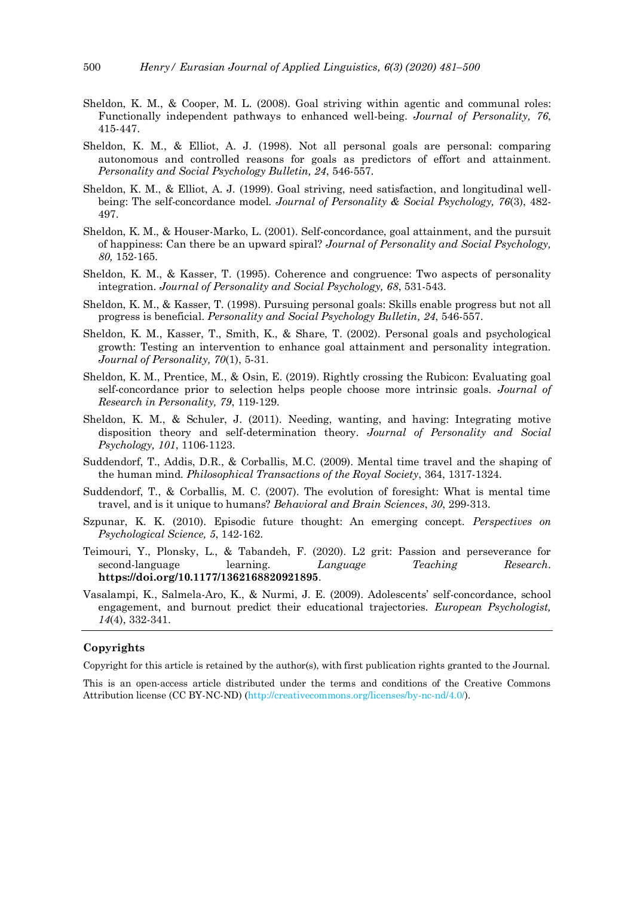Sheldon, K. M., & Cooper, M. L. (2008). Goal striving within agentic and communal roles: Functionally independent pathways to enhanced well-being. *Journal of Personality, 76*, 415-447.

Sheldon, K. M., & Elliot, A. J. (1998). Not all personal goals are personal: comparing autonomous and controlled reasons for goals as predictors of effort and attainment. *Personality and Social Psychology Bulletin, 24*, 546-557.

Sheldon, K. M., & Elliot, A. J. (1999). Goal striving, need satisfaction, and longitudinal well-being: The self-concordance model. *Journal of Personality & Social Psychology, 76*(3), 482-497.

Sheldon, K. M., & Houser-Marko, L. (2001). Self-concordance, goal attainment, and the pursuit of happiness: Can there be an upward spiral? *Journal of Personality and Social Psychology, 80,* 152-165.

Sheldon, K. M., & Kasser, T. (1995). Coherence and congruence: Two aspects of personality integration. *Journal of Personality and Social Psychology, 68*, 531-543.

Sheldon, K. M., & Kasser, T. (1998). Pursuing personal goals: Skills enable progress but not all progress is beneficial. *Personality and Social Psychology Bulletin, 24*, 546-557.

Sheldon, K. M., Kasser, T., Smith, K., & Share, T. (2002). Personal goals and psychological growth: Testing an intervention to enhance goal attainment and personality integration. *Journal of Personality, 70*(1), 5-31.

Sheldon, K. M., Prentice, M., & Osin, E. (2019). Rightly crossing the Rubicon: Evaluating goal self-concordance prior to selection helps people choose more intrinsic goals. *Journal of Research in Personality, 79*, 119-129.

Sheldon, K. M., & Schuler, J. (2011). Needing, wanting, and having: Integrating motive disposition theory and self-determination theory. *Journal of Personality and Social Psychology, 101*, 1106-1123.

Suddendorf, T., Addis, D.R., & Corballis, M.C. (2009). Mental time travel and the shaping of the human mind. *Philosophical Transactions of the Royal Society*, 364, 1317-1324.

Suddendorf, T., & Corballis, M. C. (2007). The evolution of foresight: What is mental time travel, and is it unique to humans? *Behavioral and Brain Sciences*, *30*, 299-313.

Szpunar, K. K. (2010). Episodic future thought: An emerging concept. *Perspectives on Psychological Science, 5*, 142-162.

Teimouri, Y., Plonsky, L., & Tabandeh, F. (2020). L2 grit: Passion and perseverance for second-language learning. *Language Teaching Research*. **https://doi.org/10.1177/1362168820921895**.

Vasalampi, K., Salmela-Aro, K., & Nurmi, J. E. (2009). Adolescents' self-concordance, school engagement, and burnout predict their educational trajectories. *European Psychologist, 14*(4), 332-341.

---

**Copyrights**

Copyright for this article is retained by the author(s), with first publication rights granted to the Journal.

This is an open-access article distributed under the terms and conditions of the Creative Commons Attribution license (CC BY-NC-ND) (http://creativecommons.org/licenses/by-nc-nd/4.0/).